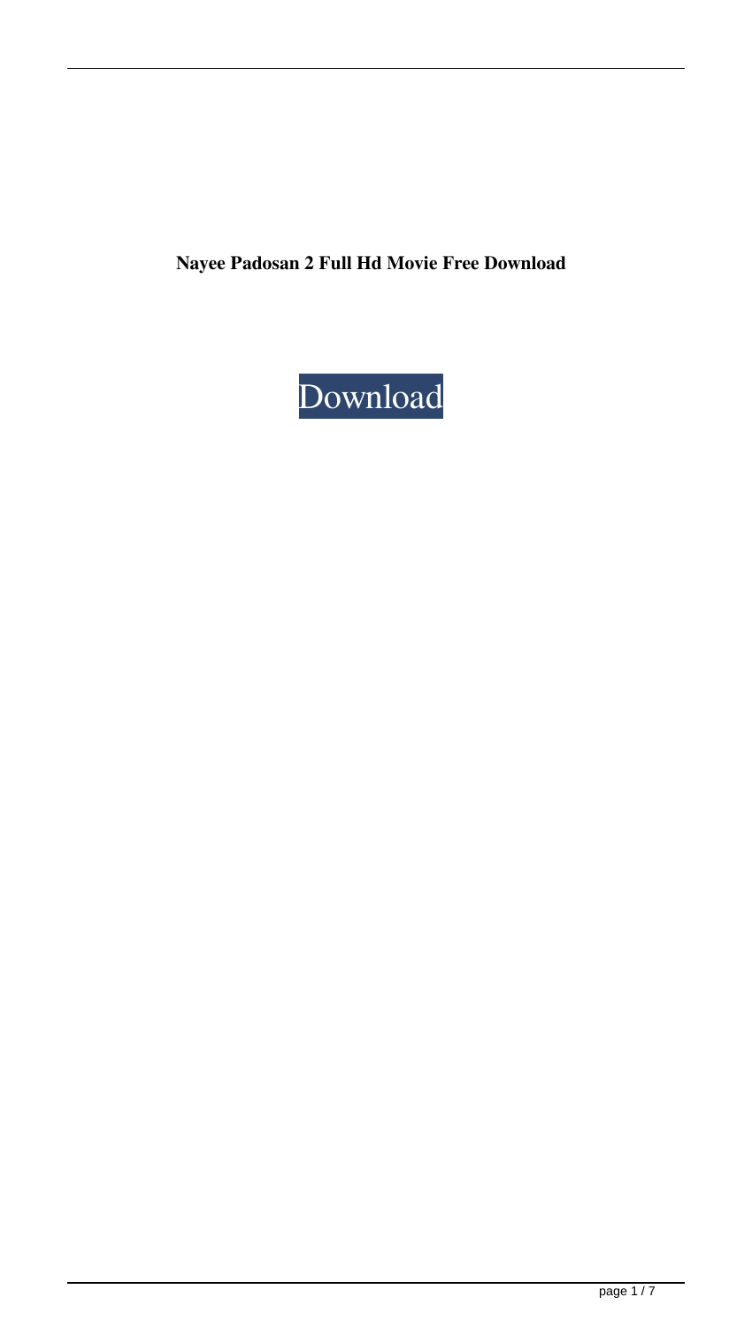**Nayee Padosan 2 Full Hd Movie Free Download**

Download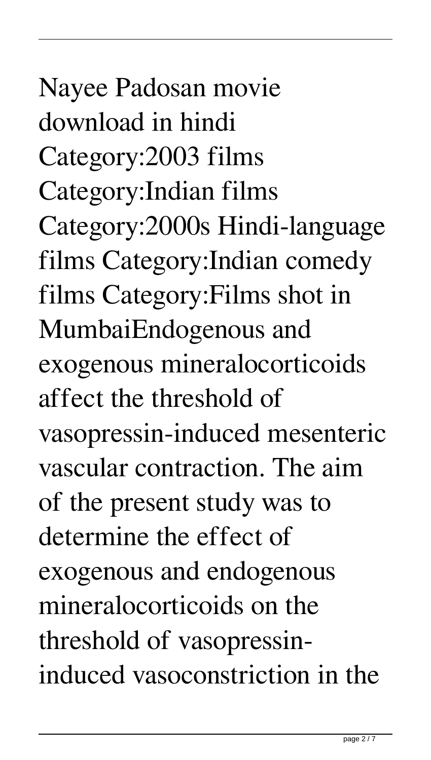Nayee Padosan movie download in hindi Category:2003 films Category:Indian films Category:2000s Hindi-language films Category:Indian comedy films Category:Films shot in MumbaiEndogenous and exogenous mineralocorticoids affect the threshold of vasopressin-induced mesenteric vascular contraction. The aim of the present study was to determine the effect of exogenous and endogenous mineralocorticoids on the threshold of vasopressin-induced vasoconstriction in the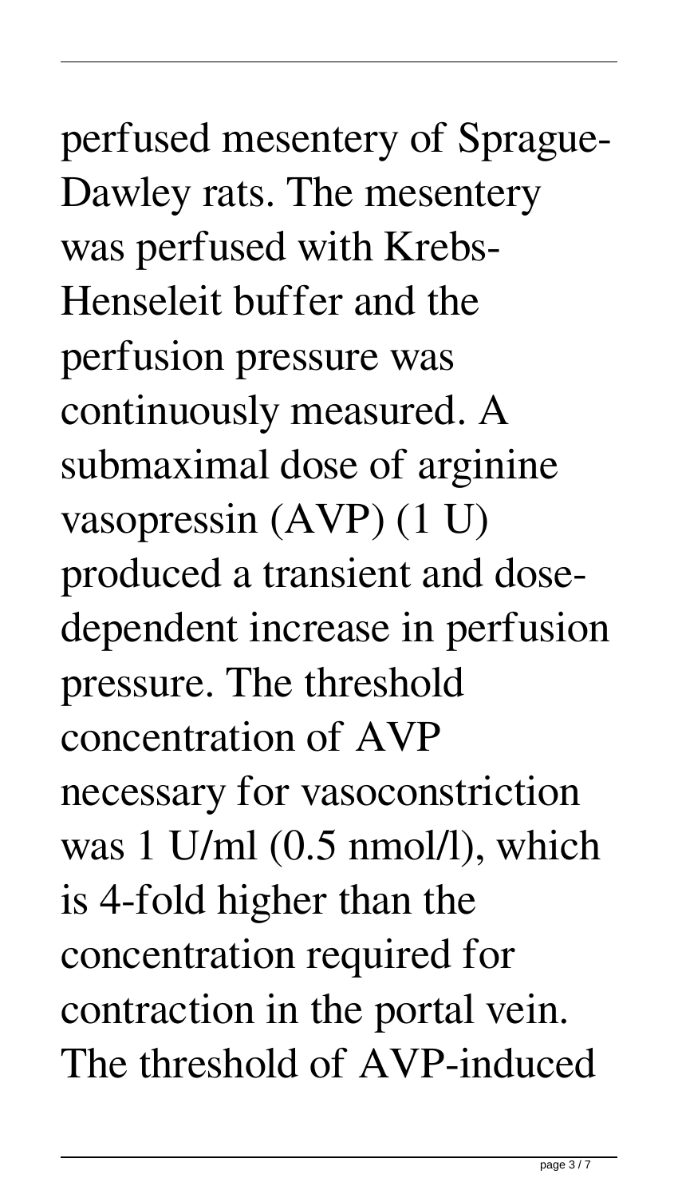perfused mesentery of Sprague-Dawley rats. The mesentery was perfused with Krebs-Henseleit buffer and the perfusion pressure was continuously measured. A submaximal dose of arginine vasopressin (AVP) (1 U) produced a transient and dose-dependent increase in perfusion pressure. The threshold concentration of AVP necessary for vasoconstriction was 1 U/ml (0.5 nmol/l), which is 4-fold higher than the concentration required for contraction in the portal vein. The threshold of AVP-induced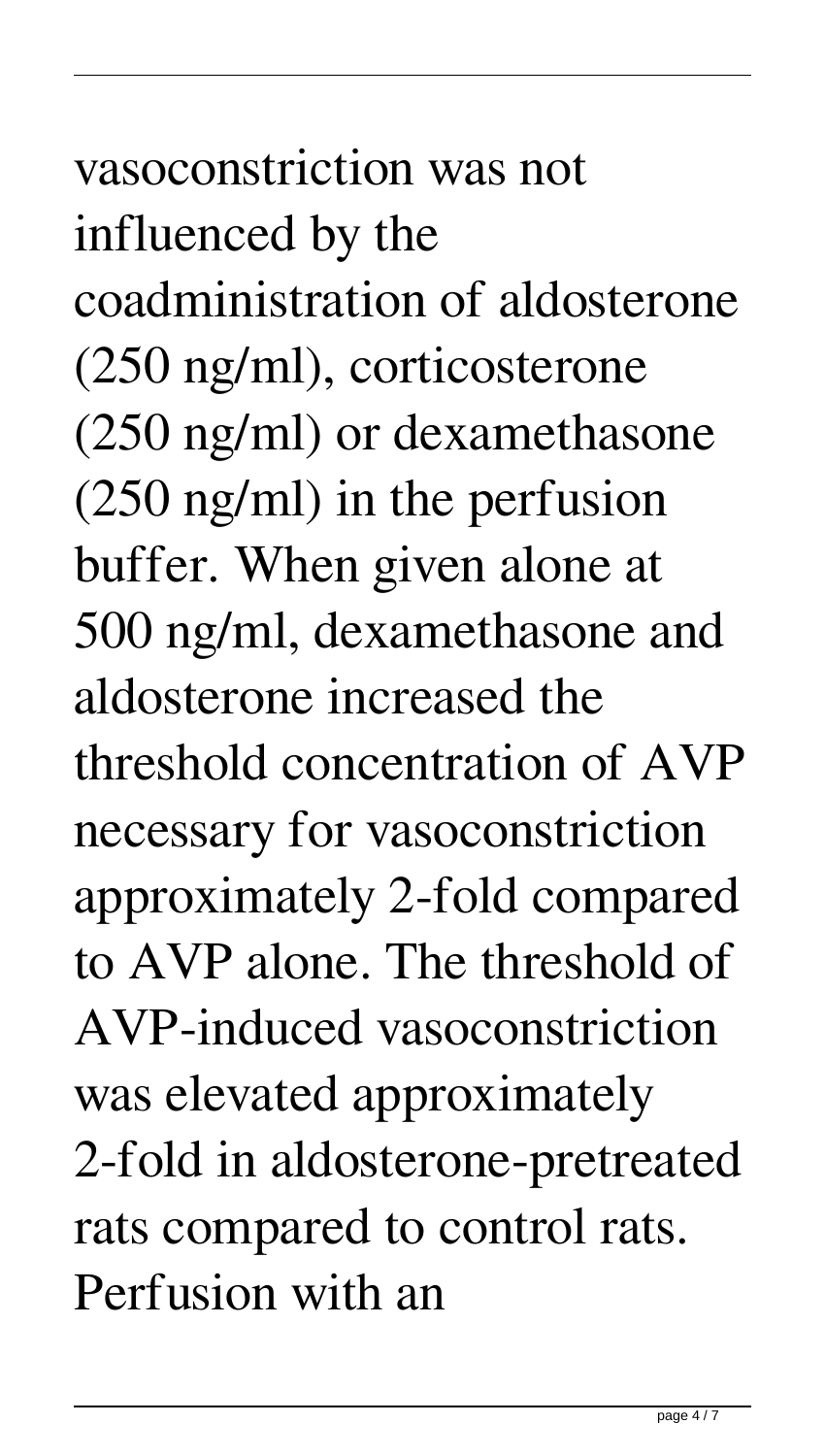vasoconstriction was not influenced by the coadministration of aldosterone (250 ng/ml), corticosterone (250 ng/ml) or dexamethasone (250 ng/ml) in the perfusion buffer. When given alone at 500 ng/ml, dexamethasone and aldosterone increased the threshold concentration of AVP necessary for vasoconstriction approximately 2-fold compared to AVP alone. The threshold of AVP-induced vasoconstriction was elevated approximately 2-fold in aldosterone-pretreated rats compared to control rats. Perfusion with an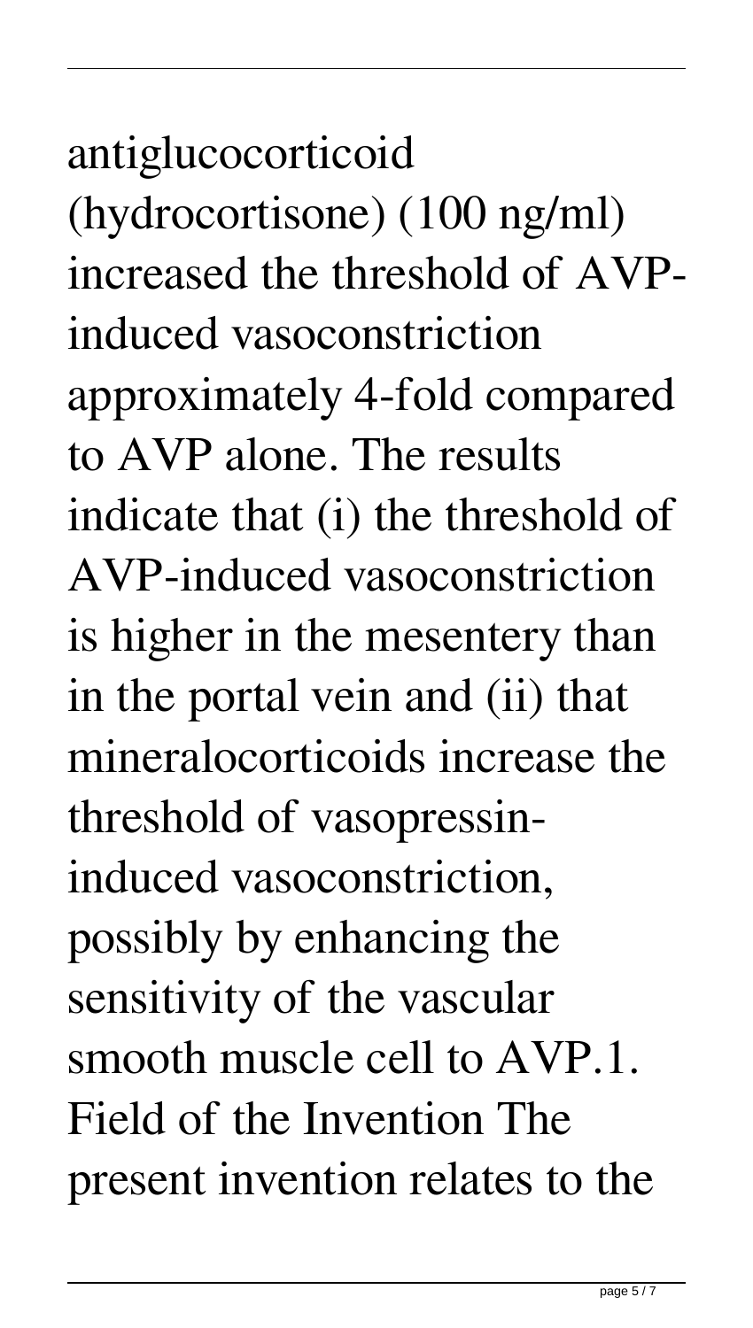antiglucocorticoid (hydrocortisone) (100 ng/ml) increased the threshold of AVP-induced vasoconstriction approximately 4-fold compared to AVP alone. The results indicate that (i) the threshold of AVP-induced vasoconstriction is higher in the mesentery than in the portal vein and (ii) that mineralocorticoids increase the threshold of vasopressin-induced vasoconstriction, possibly by enhancing the sensitivity of the vascular smooth muscle cell to AVP.1. Field of the Invention The present invention relates to the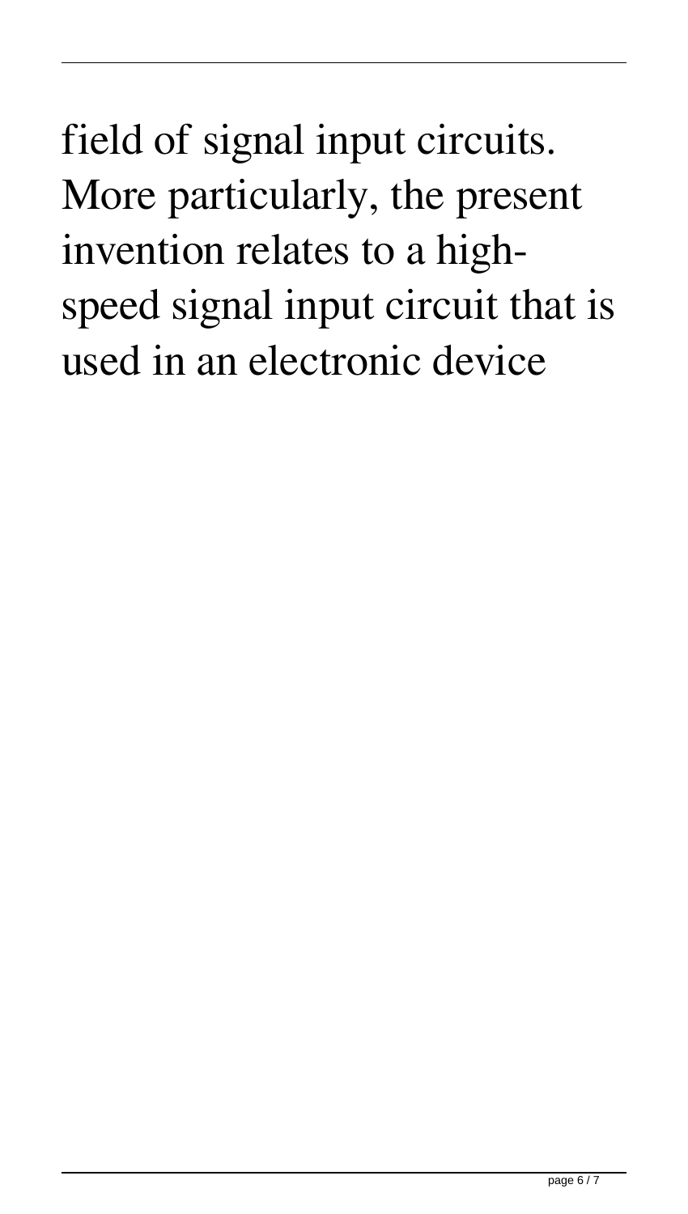field of signal input circuits. More particularly, the present invention relates to a high-speed signal input circuit that is used in an electronic device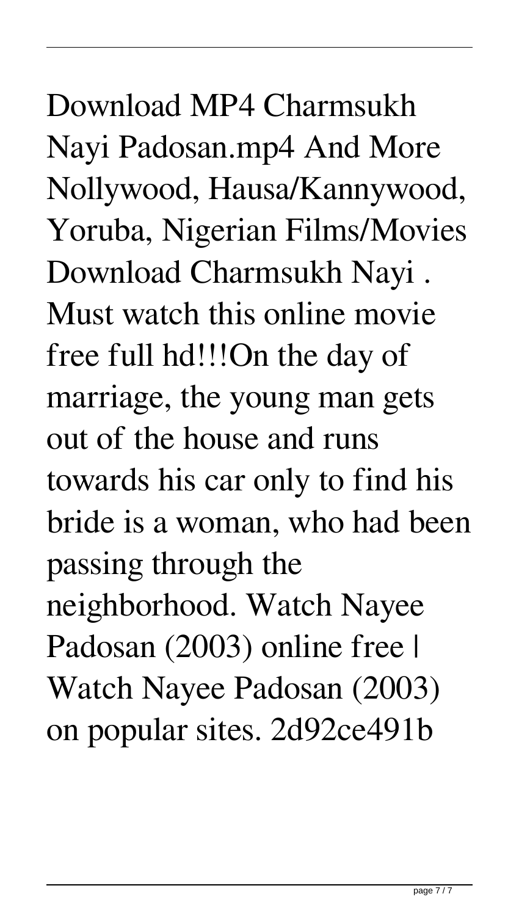Download MP4 Charmsukh Nayi Padosan.mp4 And More Nollywood, Hausa/Kannywood, Yoruba, Nigerian Films/Movies Download Charmsukh Nayi . Must watch this online movie free full hd!!!On the day of marriage, the young man gets out of the house and runs towards his car only to find his bride is a woman, who had been passing through the neighborhood. Watch Nayee Padosan (2003) online free | Watch Nayee Padosan (2003) on popular sites. 2d92ce491b